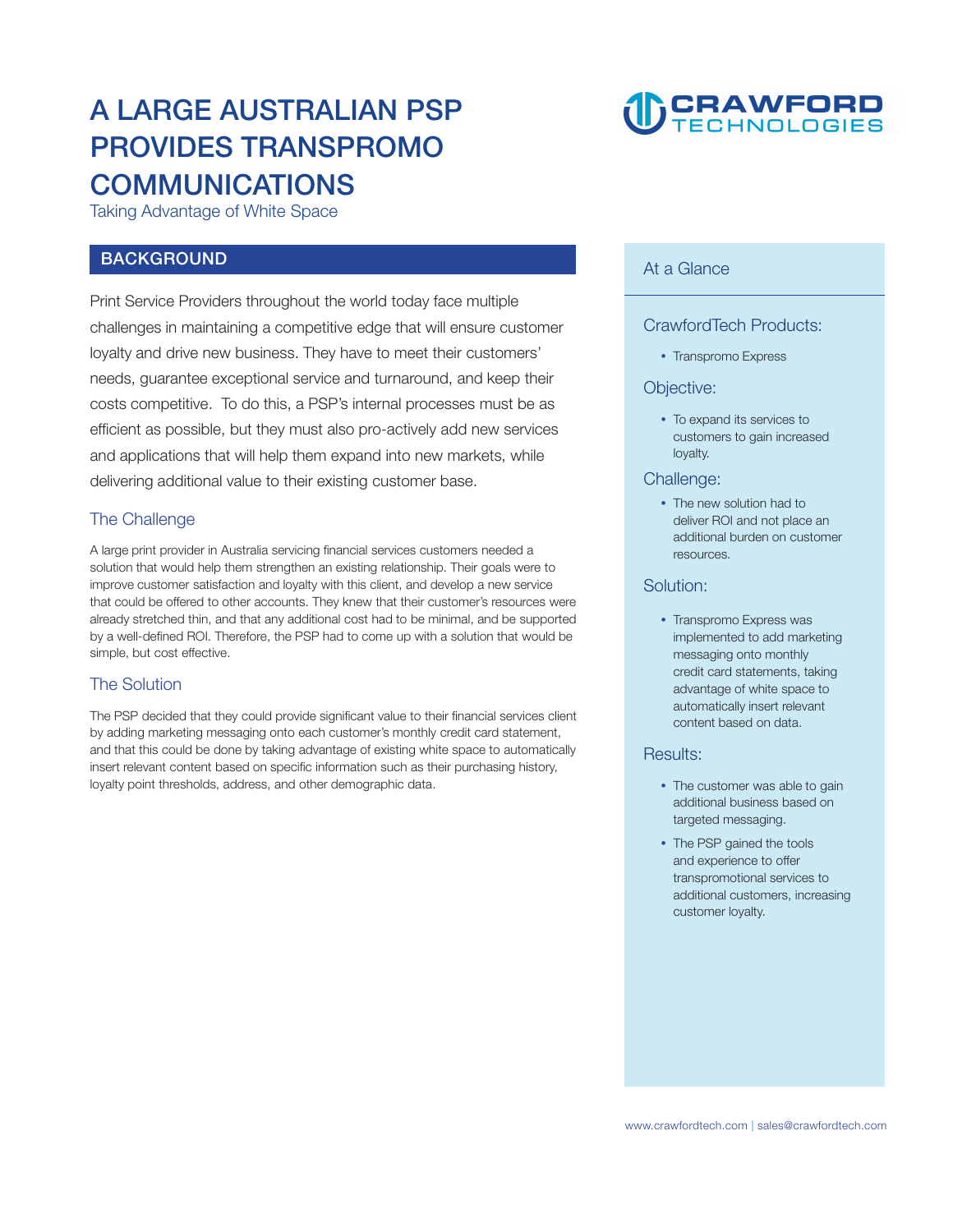# A LARGE AUSTRALIAN PSP PROVIDES TRANSPROMO COMMUNICATIONS

Taking Advantage of White Space

## BACKGROUND

Print Service Providers throughout the world today face multiple challenges in maintaining a competitive edge that will ensure customer loyalty and drive new business. They have to meet their customers' needs, guarantee exceptional service and turnaround, and keep their costs competitive. To do this, a PSP's internal processes must be as efficient as possible, but they must also pro-actively add new services and applications that will help them expand into new markets, while delivering additional value to their existing customer base.

### The Challenge

A large print provider in Australia servicing financial services customers needed a solution that would help them strengthen an existing relationship. Their goals were to improve customer satisfaction and loyalty with this client, and develop a new service that could be offered to other accounts. They knew that their customer's resources were already stretched thin, and that any additional cost had to be minimal, and be supported by a well-defined ROI. Therefore, the PSP had to come up with a solution that would be simple, but cost effective.

### The Solution

The PSP decided that they could provide significant value to their financial services client by adding marketing messaging onto each customer's monthly credit card statement, and that this could be done by taking advantage of existing white space to automatically insert relevant content based on specific information such as their purchasing history, loyalty point thresholds, address, and other demographic data.

## At a Glance

### CrawfordTech Products:

- Transpromo Express

### Objective:

- To expand its services to customers to gain increased loyalty.

### Challenge:

- The new solution had to deliver ROI and not place an additional burden on customer resources.

### Solution:

- Transpromo Express was implemented to add marketing messaging onto monthly credit card statements, taking advantage of white space to automatically insert relevant content based on data.

### Results:

- The customer was able to gain additional business based on targeted messaging.
- The PSP gained the tools and experience to offer transpromotional services to additional customers, increasing customer loyalty.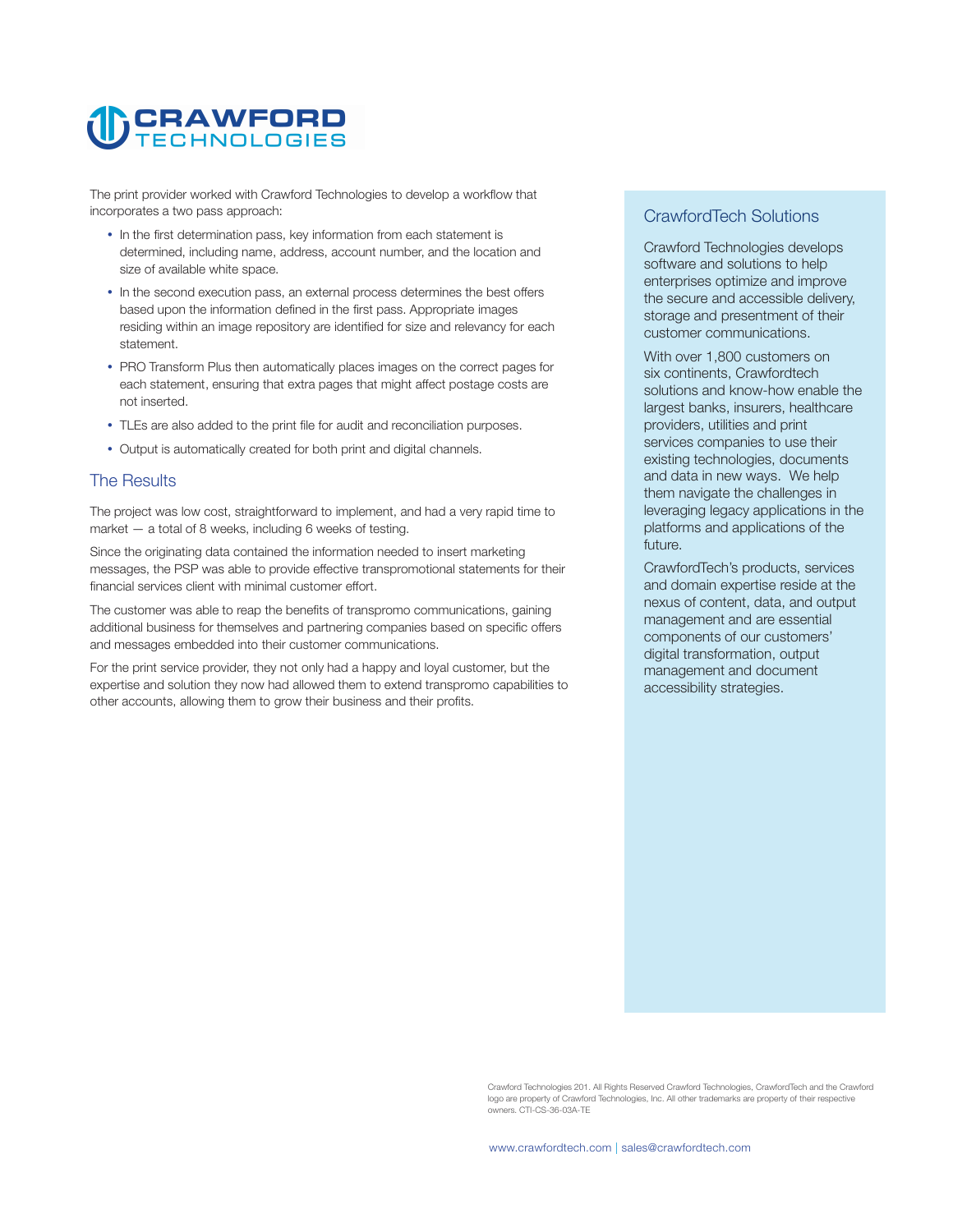The print provider worked with Crawford Technologies to develop a workflow that incorporates a two pass approach:

- In the first determination pass, key information from each statement is determined, including name, address, account number, and the location and size of available white space.
- In the second execution pass, an external process determines the best offers based upon the information defined in the first pass. Appropriate images residing within an image repository are identified for size and relevancy for each statement.
- PRO Transform Plus then automatically places images on the correct pages for each statement, ensuring that extra pages that might affect postage costs are not inserted.
- TLEs are also added to the print file for audit and reconciliation purposes.
- Output is automatically created for both print and digital channels.

## The Results

The project was low cost, straightforward to implement, and had a very rapid time to market — a total of 8 weeks, including 6 weeks of testing.

Since the originating data contained the information needed to insert marketing messages, the PSP was able to provide effective transpromotional statements for their financial services client with minimal customer effort.

The customer was able to reap the benefits of transpromo communications, gaining additional business for themselves and partnering companies based on specific offers and messages embedded into their customer communications.

For the print service provider, they not only had a happy and loyal customer, but the expertise and solution they now had allowed them to extend transpromo capabilities to other accounts, allowing them to grow their business and their profits.

## CrawfordTech Solutions

Crawford Technologies develops software and solutions to help enterprises optimize and improve the secure and accessible delivery, storage and presentment of their customer communications.

With over 1,800 customers on six continents, Crawfordtech solutions and know-how enable the largest banks, insurers, healthcare providers, utilities and print services companies to use their existing technologies, documents and data in new ways. We help them navigate the challenges in leveraging legacy applications in the platforms and applications of the future.

CrawfordTech's products, services and domain expertise reside at the nexus of content, data, and output management and are essential components of our customers' digital transformation, output management and document accessibility strategies.

Crawford Technologies 201. All Rights Reserved Crawford Technologies, CrawfordTech and the Crawford logo are property of Crawford Technologies, Inc. All other trademarks are property of their respective owners. CTI-CS-36-03A-TE

www.crawfordtech.com | sales@crawfordtech.com